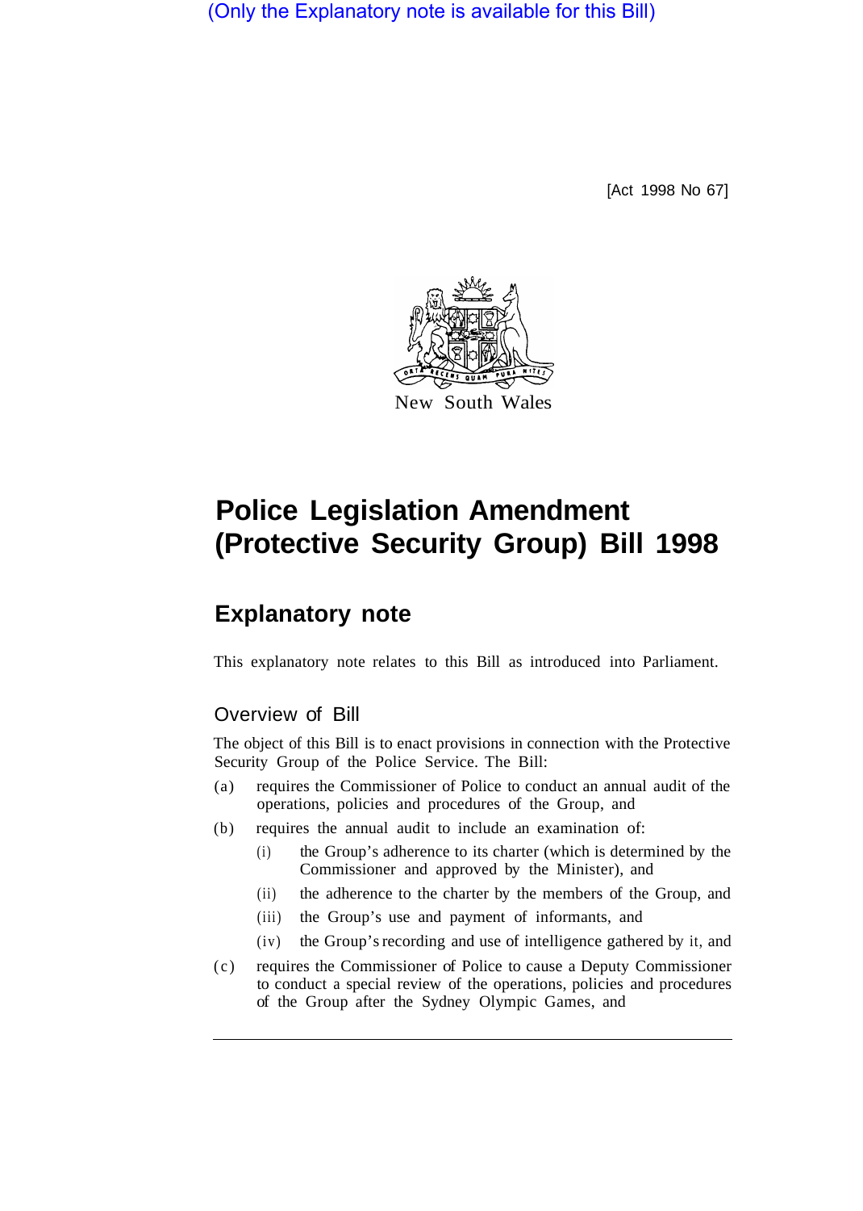(Only the Explanatory note is available for this Bill)

[Act 1998 No 67]

New South Wales

# Police Legislation Amendment (Protective Security Group) Bill 1998

## Explanatory note

This explanatory note relates to this Bill as introduced into Parliament.

### Overview of Bill

The object of this Bill is to enact provisions in connection with the Protective Security Group of the Police Service. The Bill:

(a) requires the Commissioner of Police to conduct an annual audit of the operations, policies and procedures of the Group, and

(b) requires the annual audit to include an examination of:

(i) the Group's adherence to its charter (which is determined by the Commissioner and approved by the Minister), and

(ii) the adherence to the charter by the members of the Group, and

(iii) the Group's use and payment of informants, and

(iv) the Group's recording and use of intelligence gathered by it, and

(c) requires the Commissioner of Police to cause a Deputy Commissioner to conduct a special review of the operations, policies and procedures of the Group after the Sydney Olympic Games, and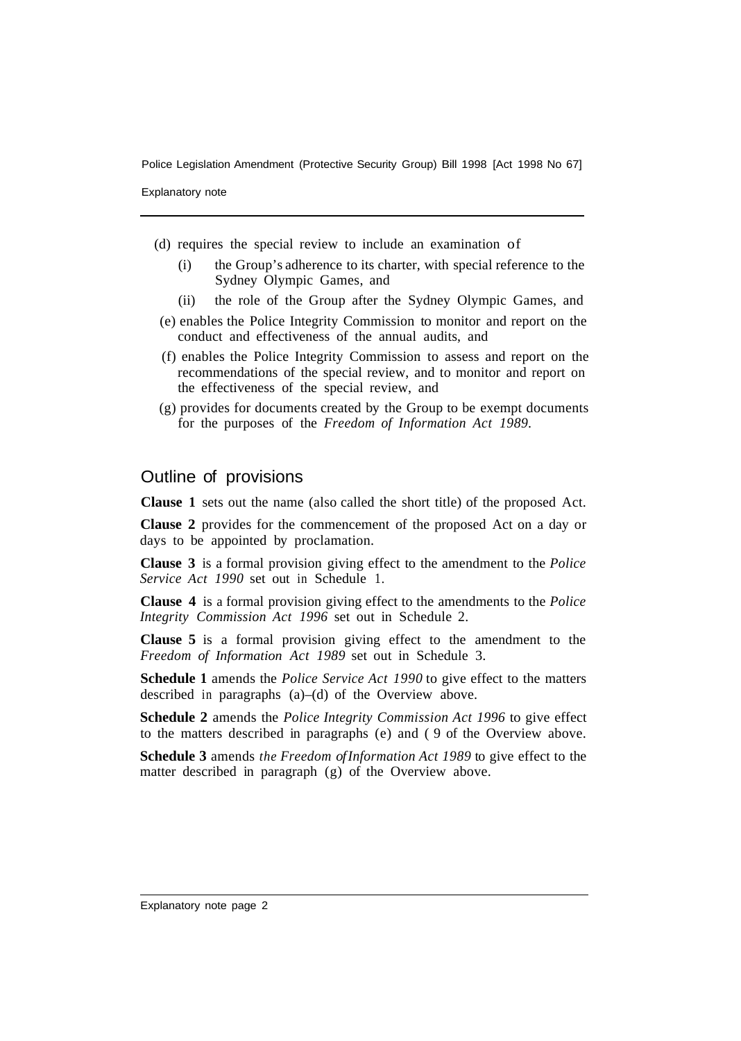(d) requires the special review to include an examination of

  (i) the Group's adherence to its charter, with special reference to the Sydney Olympic Games, and

  (ii) the role of the Group after the Sydney Olympic Games, and

(e) enables the Police Integrity Commission to monitor and report on the conduct and effectiveness of the annual audits, and

(f) enables the Police Integrity Commission to assess and report on the recommendations of the special review, and to monitor and report on the effectiveness of the special review, and

(g) provides for documents created by the Group to be exempt documents for the purposes of the *Freedom of Information Act 1989*.

## Outline of provisions

**Clause 1** sets out the name (also called the short title) of the proposed Act.

**Clause 2** provides for the commencement of the proposed Act on a day or days to be appointed by proclamation.

**Clause 3** is a formal provision giving effect to the amendment to the *Police Service Act 1990* set out in Schedule 1.

**Clause 4** is a formal provision giving effect to the amendments to the *Police Integrity Commission Act 1996* set out in Schedule 2.

**Clause 5** is a formal provision giving effect to the amendment to the *Freedom of Information Act 1989* set out in Schedule 3.

**Schedule 1** amends the *Police Service Act 1990* to give effect to the matters described in paragraphs (a)–(d) of the Overview above.

**Schedule 2** amends the *Police Integrity Commission Act 1996* to give effect to the matters described in paragraphs (e) and ( 9 of the Overview above.

**Schedule 3** amends *the Freedom of Information Act 1989* to give effect to the matter described in paragraph (g) of the Overview above.